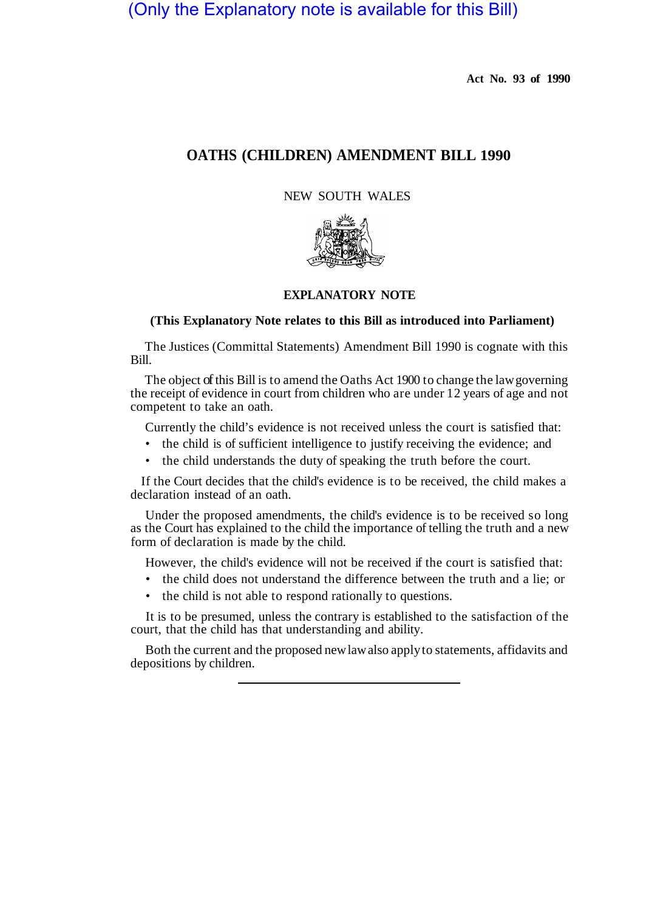(Only the Explanatory note is available for this Bill)

**Act No. 93 of 1990**

# OATHS (CHILDREN) AMENDMENT BILL 1990

NEW SOUTH WALES

## EXPLANATORY NOTE

**(This Explanatory Note relates to this Bill as introduced into Parliament)**

The Justices (Committal Statements) Amendment Bill 1990 is cognate with this Bill.

The object of this Bill is to amend the Oaths Act 1900 to change the law governing the receipt of evidence in court from children who are under 12 years of age and not competent to take an oath.

Currently the child's evidence is not received unless the court is satisfied that:

- the child is of sufficient intelligence to justify receiving the evidence; and
- the child understands the duty of speaking the truth before the court.

If the Court decides that the child's evidence is to be received, the child makes a declaration instead of an oath.

Under the proposed amendments, the child's evidence is to be received so long as the Court has explained to the child the importance of telling the truth and a new form of declaration is made by the child.

However, the child's evidence will not be received if the court is satisfied that:

- the child does not understand the difference between the truth and a lie; or
- the child is not able to respond rationally to questions.

It is to be presumed, unless the contrary is established to the satisfaction of the court, that the child has that understanding and ability.

Both the current and the proposed new law also apply to statements, affidavits and depositions by children.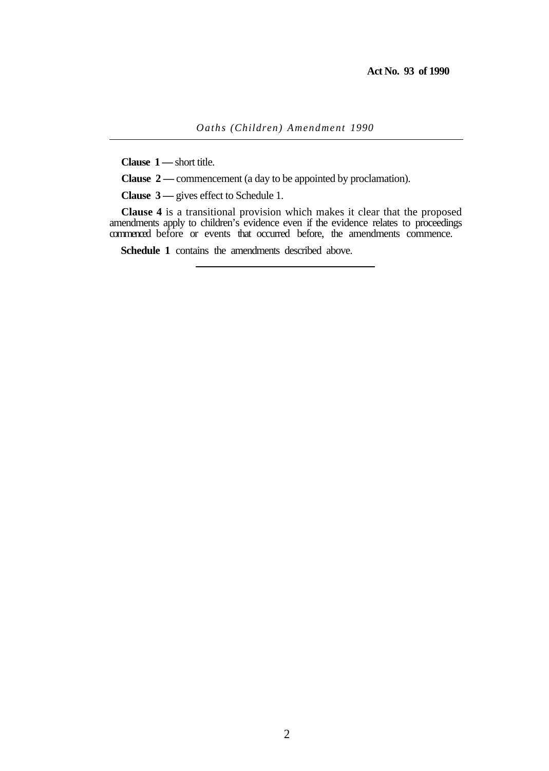**Clause 1 —** short title.

**Clause 2 —** commencement (a day to be appointed by proclamation).

**Clause 3 —** gives effect to Schedule 1.

**Clause 4** is a transitional provision which makes it clear that the proposed amendments apply to children's evidence even if the evidence relates to proceedings commenced before or events that occurred before, the amendments commence.

**Schedule 1** contains the amendments described above.